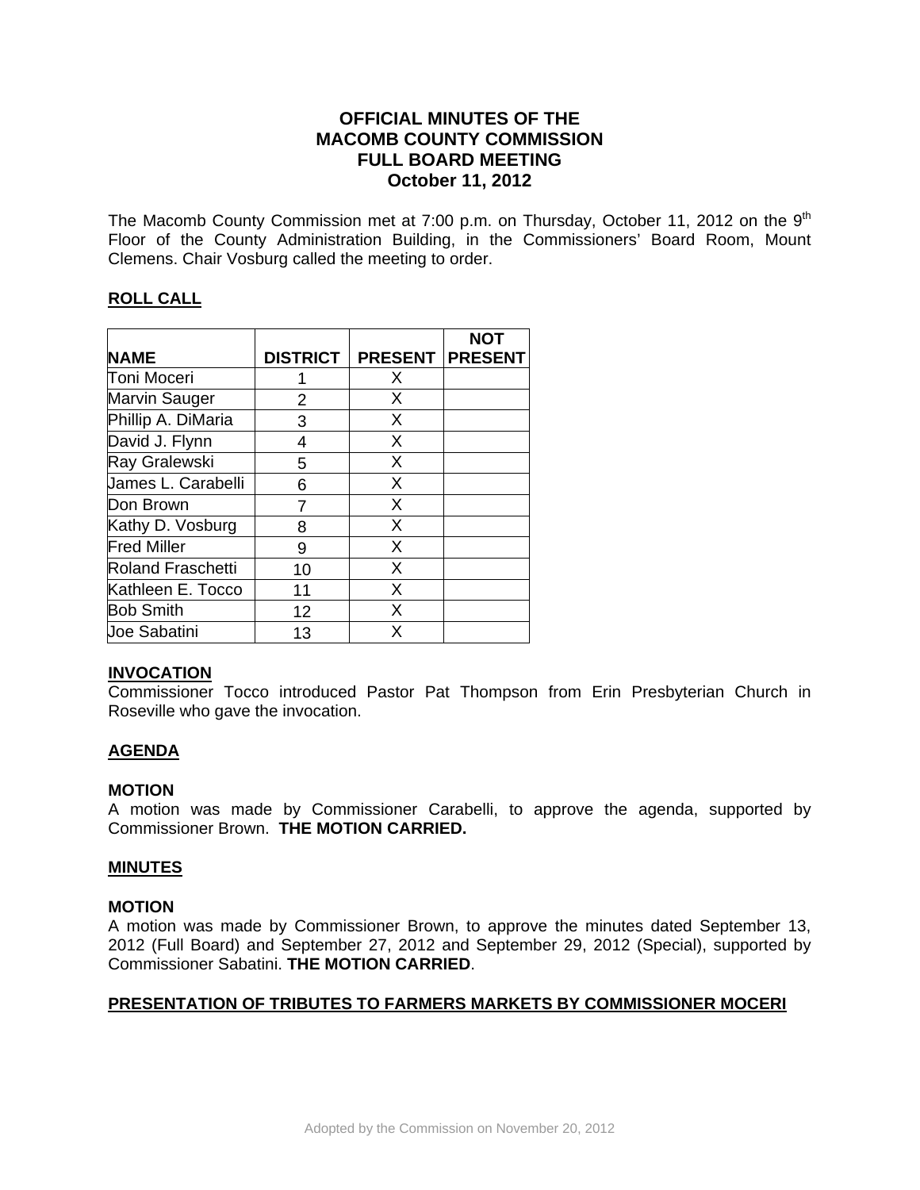# OFFICIAL MINUTES OF THE MACOMB COUNTY COMMISSION FULL BOARD MEETING October 11, 2012

The Macomb County Commission met at 7:00 p.m. on Thursday, October 11, 2012 on the 9th Floor of the County Administration Building, in the Commissioners' Board Room, Mount Clemens. Chair Vosburg called the meeting to order.

## ROLL CALL

| NAME | DISTRICT | PRESENT | NOT PRESENT |
|---|---|---|---|
| Toni Moceri | 1 | X | |
| Marvin Sauger | 2 | X | |
| Phillip A. DiMaria | 3 | X | |
| David J. Flynn | 4 | X | |
| Ray Gralewski | 5 | X | |
| James L. Carabelli | 6 | X | |
| Don Brown | 7 | X | |
| Kathy D. Vosburg | 8 | X | |
| Fred Miller | 9 | X | |
| Roland Fraschetti | 10 | X | |
| Kathleen E. Tocco | 11 | X | |
| Bob Smith | 12 | X | |
| Joe Sabatini | 13 | X | |

## INVOCATION

Commissioner Tocco introduced Pastor Pat Thompson from Erin Presbyterian Church in Roseville who gave the invocation.

## AGENDA

**MOTION**

A motion was made by Commissioner Carabelli, to approve the agenda, supported by Commissioner Brown. **THE MOTION CARRIED.**

## MINUTES

**MOTION**

A motion was made by Commissioner Brown, to approve the minutes dated September 13, 2012 (Full Board) and September 27, 2012 and September 29, 2012 (Special), supported by Commissioner Sabatini. **THE MOTION CARRIED**.

## PRESENTATION OF TRIBUTES TO FARMERS MARKETS BY COMMISSIONER MOCERI

Adopted by the Commission on November 20, 2012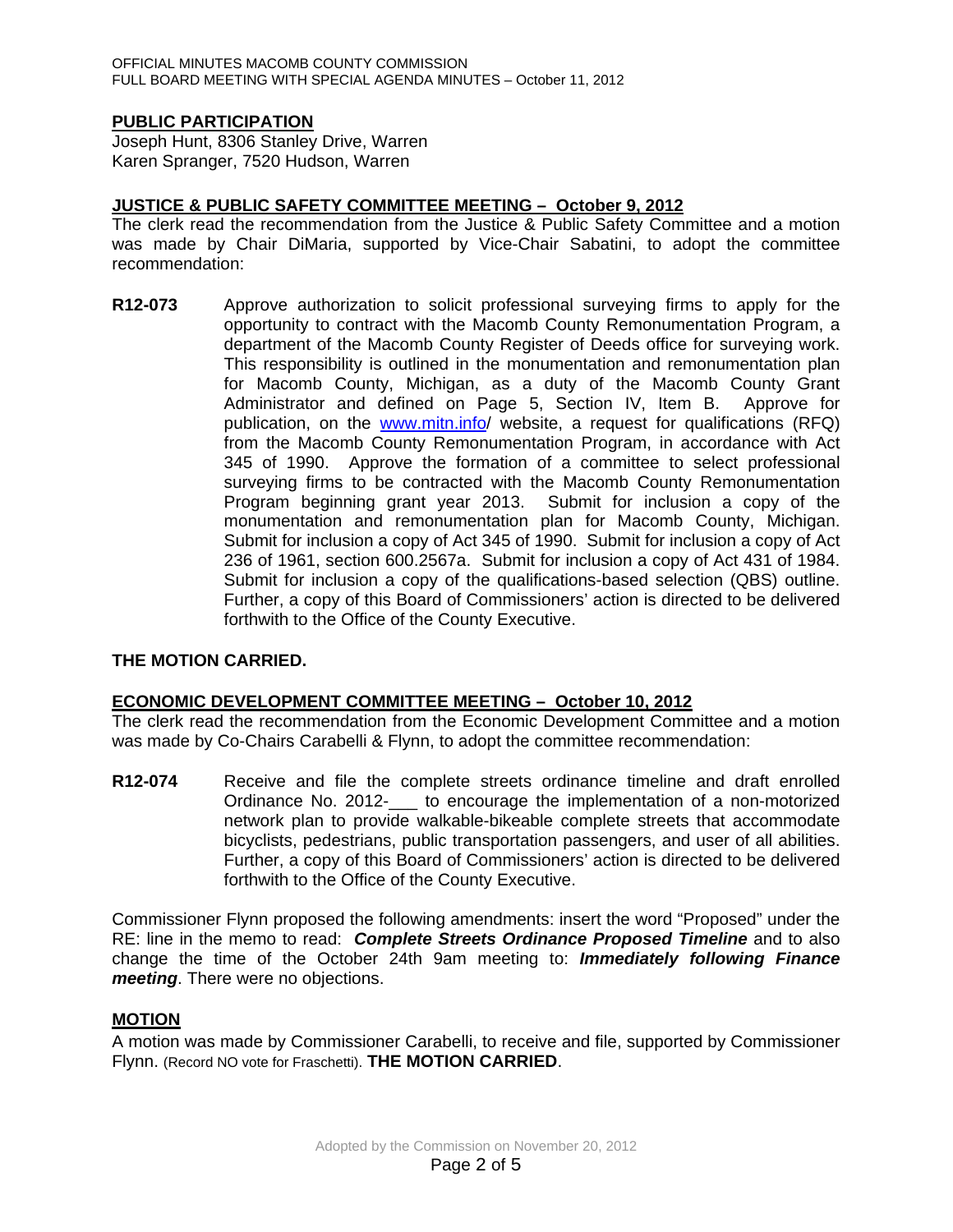## PUBLIC PARTICIPATION

Joseph Hunt, 8306 Stanley Drive, Warren
Karen Spranger, 7520 Hudson, Warren

## JUSTICE & PUBLIC SAFETY COMMITTEE MEETING – October 9, 2012

The clerk read the recommendation from the Justice & Public Safety Committee and a motion was made by Chair DiMaria, supported by Vice-Chair Sabatini, to adopt the committee recommendation:

**R12-073** Approve authorization to solicit professional surveying firms to apply for the opportunity to contract with the Macomb County Remonumentation Program, a department of the Macomb County Register of Deeds office for surveying work. This responsibility is outlined in the monumentation and remonumentation plan for Macomb County, Michigan, as a duty of the Macomb County Grant Administrator and defined on Page 5, Section IV, Item B. Approve for publication, on the www.mitn.info/ website, a request for qualifications (RFQ) from the Macomb County Remonumentation Program, in accordance with Act 345 of 1990. Approve the formation of a committee to select professional surveying firms to be contracted with the Macomb County Remonumentation Program beginning grant year 2013. Submit for inclusion a copy of the monumentation and remonumentation plan for Macomb County, Michigan. Submit for inclusion a copy of Act 345 of 1990. Submit for inclusion a copy of Act 236 of 1961, section 600.2567a. Submit for inclusion a copy of Act 431 of 1984. Submit for inclusion a copy of the qualifications-based selection (QBS) outline. Further, a copy of this Board of Commissioners' action is directed to be delivered forthwith to the Office of the County Executive.

**THE MOTION CARRIED.**

## ECONOMIC DEVELOPMENT COMMITTEE MEETING – October 10, 2012

The clerk read the recommendation from the Economic Development Committee and a motion was made by Co-Chairs Carabelli & Flynn, to adopt the committee recommendation:

**R12-074** Receive and file the complete streets ordinance timeline and draft enrolled Ordinance No. 2012-___ to encourage the implementation of a non-motorized network plan to provide walkable-bikeable complete streets that accommodate bicyclists, pedestrians, public transportation passengers, and user of all abilities. Further, a copy of this Board of Commissioners' action is directed to be delivered forthwith to the Office of the County Executive.

Commissioner Flynn proposed the following amendments: insert the word "Proposed" under the RE: line in the memo to read: ***Complete Streets Ordinance Proposed Timeline*** and to also change the time of the October 24th 9am meeting to: ***Immediately following Finance meeting***. There were no objections.

## MOTION

A motion was made by Commissioner Carabelli, to receive and file, supported by Commissioner Flynn. (Record NO vote for Fraschetti). **THE MOTION CARRIED**.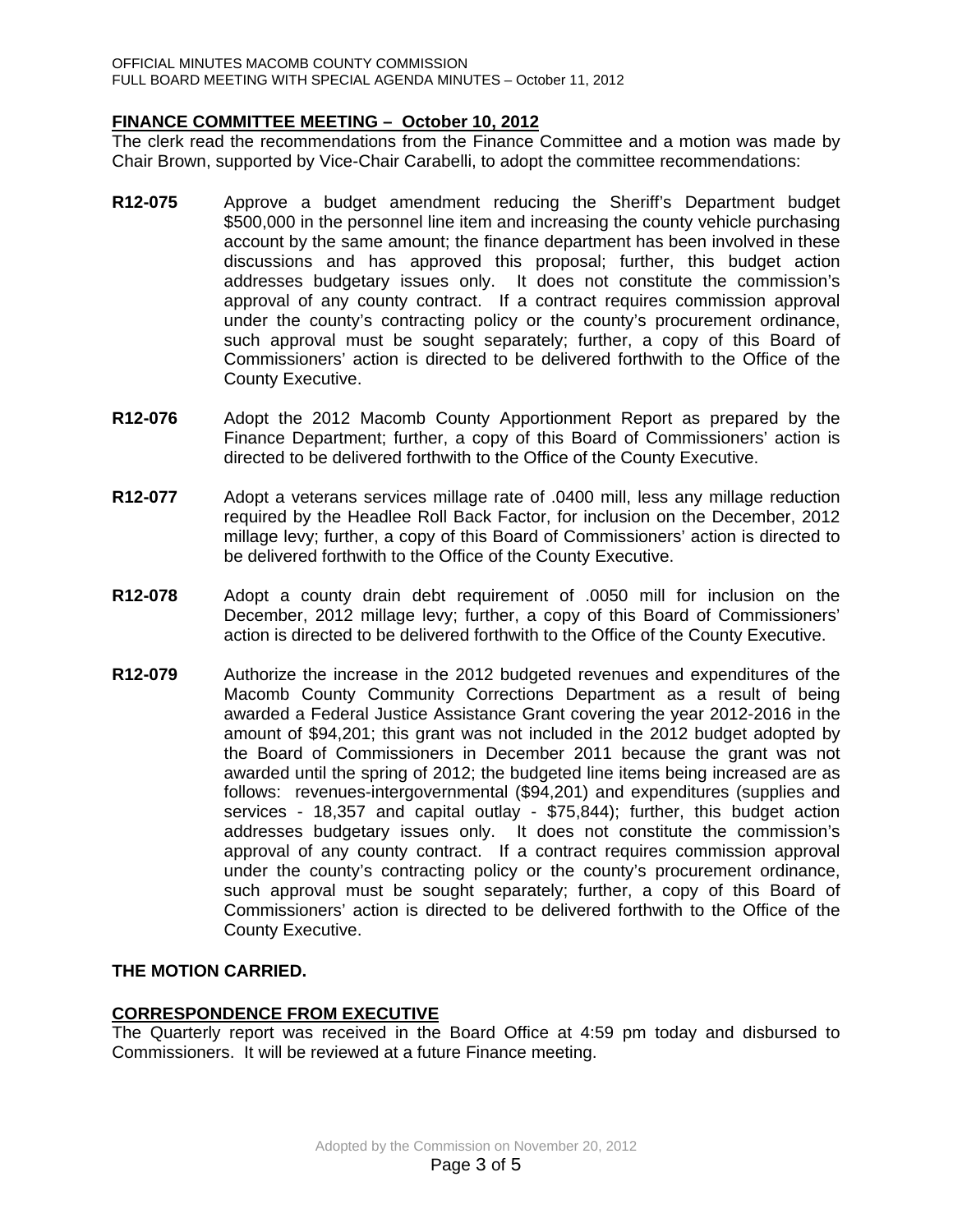## FINANCE COMMITTEE MEETING – October 10, 2012

The clerk read the recommendations from the Finance Committee and a motion was made by Chair Brown, supported by Vice-Chair Carabelli, to adopt the committee recommendations:

**R12-075** Approve a budget amendment reducing the Sheriff's Department budget $500,000 in the personnel line item and increasing the county vehicle purchasing account by the same amount; the finance department has been involved in these discussions and has approved this proposal; further, this budget action addresses budgetary issues only. It does not constitute the commission's approval of any county contract. If a contract requires commission approval under the county's contracting policy or the county's procurement ordinance, such approval must be sought separately; further, a copy of this Board of Commissioners' action is directed to be delivered forthwith to the Office of the County Executive.

**R12-076** Adopt the 2012 Macomb County Apportionment Report as prepared by the Finance Department; further, a copy of this Board of Commissioners' action is directed to be delivered forthwith to the Office of the County Executive.

**R12-077** Adopt a veterans services millage rate of .0400 mill, less any millage reduction required by the Headlee Roll Back Factor, for inclusion on the December, 2012 millage levy; further, a copy of this Board of Commissioners' action is directed to be delivered forthwith to the Office of the County Executive.

**R12-078** Adopt a county drain debt requirement of .0050 mill for inclusion on the December, 2012 millage levy; further, a copy of this Board of Commissioners' action is directed to be delivered forthwith to the Office of the County Executive.

**R12-079** Authorize the increase in the 2012 budgeted revenues and expenditures of the Macomb County Community Corrections Department as a result of being awarded a Federal Justice Assistance Grant covering the year 2012-2016 in the amount of $94,201; this grant was not included in the 2012 budget adopted by the Board of Commissioners in December 2011 because the grant was not awarded until the spring of 2012; the budgeted line items being increased are as follows: revenues-intergovernmental ($94,201) and expenditures (supplies and services - 18,357 and capital outlay - $75,844); further, this budget action addresses budgetary issues only. It does not constitute the commission's approval of any county contract. If a contract requires commission approval under the county's contracting policy or the county's procurement ordinance, such approval must be sought separately; further, a copy of this Board of Commissioners' action is directed to be delivered forthwith to the Office of the County Executive.

**THE MOTION CARRIED.**

## CORRESPONDENCE FROM EXECUTIVE

The Quarterly report was received in the Board Office at 4:59 pm today and disbursed to Commissioners. It will be reviewed at a future Finance meeting.

Adopted by the Commission on November 20, 2012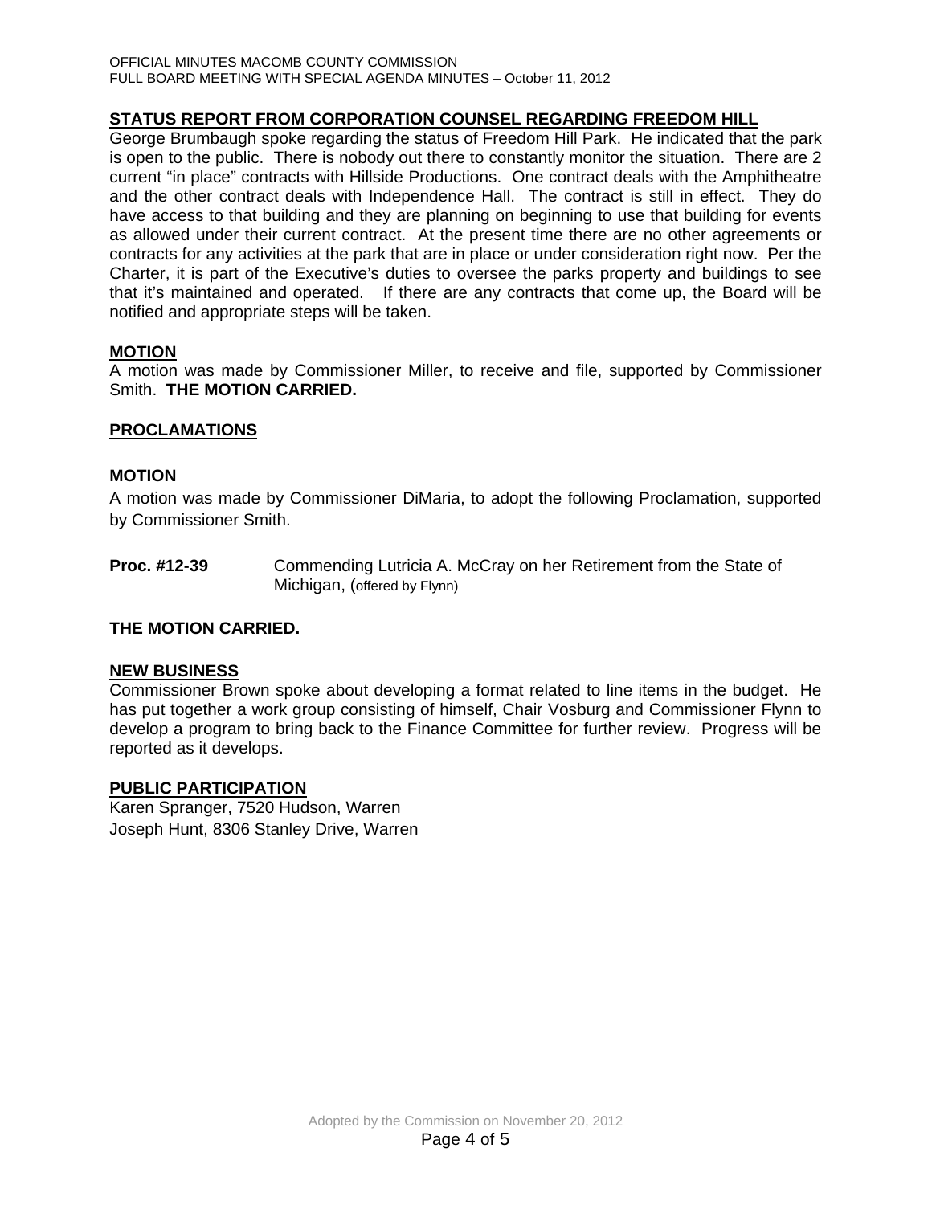## STATUS REPORT FROM CORPORATION COUNSEL REGARDING FREEDOM HILL

George Brumbaugh spoke regarding the status of Freedom Hill Park. He indicated that the park is open to the public. There is nobody out there to constantly monitor the situation. There are 2 current "in place" contracts with Hillside Productions. One contract deals with the Amphitheatre and the other contract deals with Independence Hall. The contract is still in effect. They do have access to that building and they are planning on beginning to use that building for events as allowed under their current contract. At the present time there are no other agreements or contracts for any activities at the park that are in place or under consideration right now. Per the Charter, it is part of the Executive's duties to oversee the parks property and buildings to see that it's maintained and operated. If there are any contracts that come up, the Board will be notified and appropriate steps will be taken.

## MOTION

A motion was made by Commissioner Miller, to receive and file, supported by Commissioner Smith. **THE MOTION CARRIED.**

## PROCLAMATIONS

## MOTION

A motion was made by Commissioner DiMaria, to adopt the following Proclamation, supported by Commissioner Smith.

**Proc. #12-39** Commending Lutricia A. McCray on her Retirement from the State of Michigan, (offered by Flynn)

**THE MOTION CARRIED.**

## NEW BUSINESS

Commissioner Brown spoke about developing a format related to line items in the budget. He has put together a work group consisting of himself, Chair Vosburg and Commissioner Flynn to develop a program to bring back to the Finance Committee for further review. Progress will be reported as it develops.

## PUBLIC PARTICIPATION

Karen Spranger, 7520 Hudson, Warren
Joseph Hunt, 8306 Stanley Drive, Warren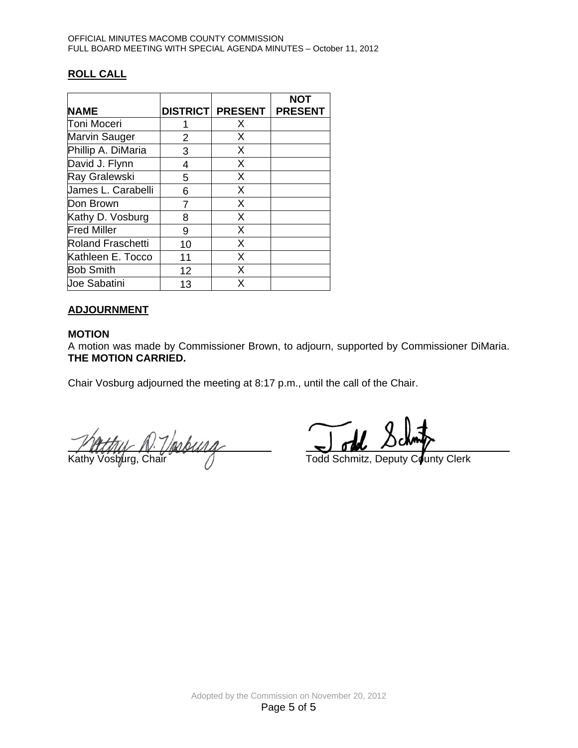## ROLL CALL

| NAME | DISTRICT | PRESENT | NOT PRESENT |
|---|---|---|---|
| Toni Moceri | 1 | X | |
| Marvin Sauger | 2 | X | |
| Phillip A. DiMaria | 3 | X | |
| David J. Flynn | 4 | X | |
| Ray Gralewski | 5 | X | |
| James L. Carabelli | 6 | X | |
| Don Brown | 7 | X | |
| Kathy D. Vosburg | 8 | X | |
| Fred Miller | 9 | X | |
| Roland Fraschetti | 10 | X | |
| Kathleen E. Tocco | 11 | X | |
| Bob Smith | 12 | X | |
| Joe Sabatini | 13 | X | |

## ADJOURNMENT

**MOTION**

A motion was made by Commissioner Brown, to adjourn, supported by Commissioner DiMaria. **THE MOTION CARRIED.**

Chair Vosburg adjourned the meeting at 8:17 p.m., until the call of the Chair.

Kathy Vosburg, Chair

Todd Schmitz, Deputy County Clerk

Adopted by the Commission on November 20, 2012